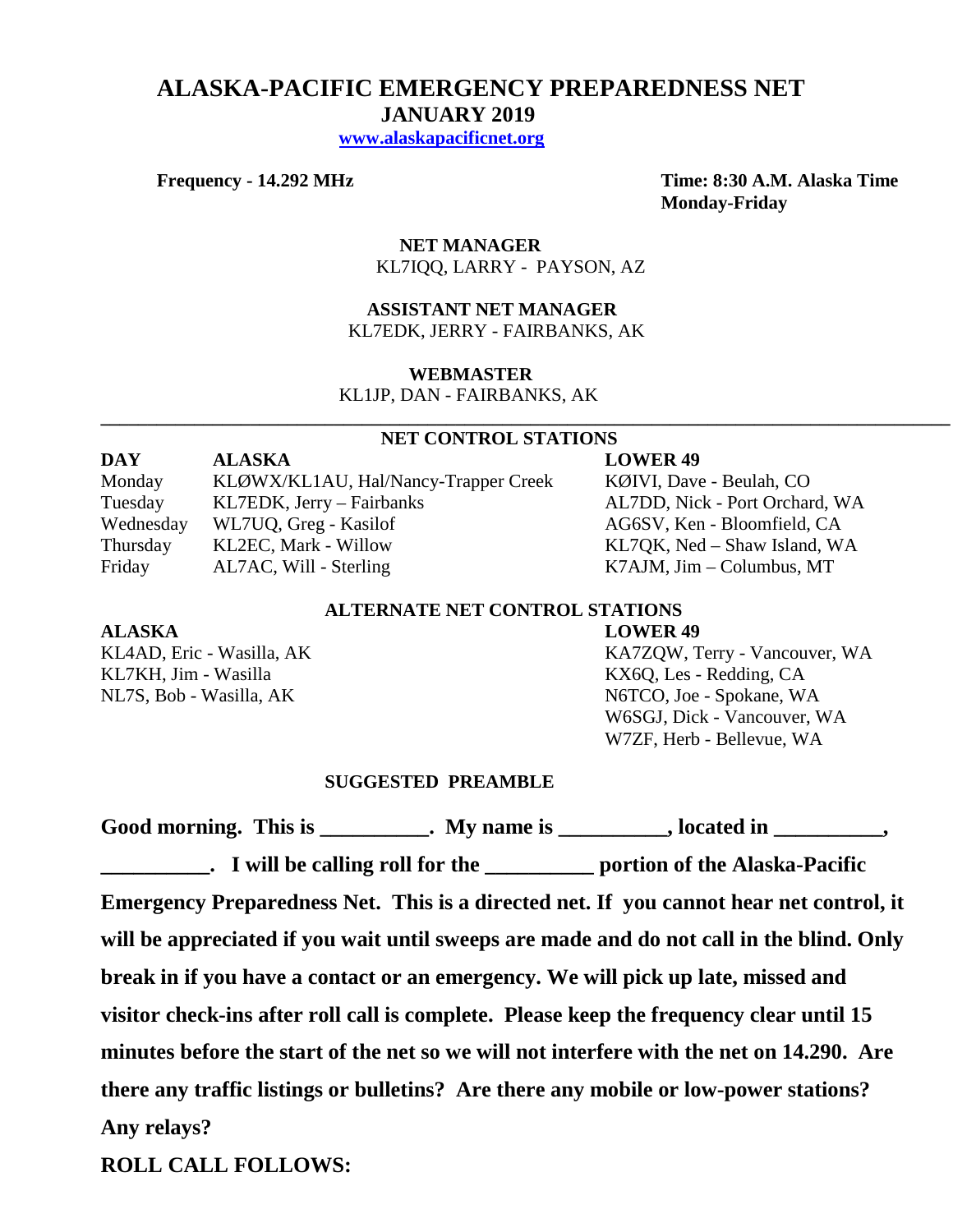# ALASKA-PACIFIC EMERGENCY PREPAREDNESS NET

## JANUARY 2019

[www.alaskapacificnet.org](http://www.alaskapacificnet.org)

**Frequency - 14.292 MHz**

**Time: 8:30 A.M. Alaska Time**
**Monday-Friday**

**NET MANAGER**
KL7IQQ, LARRY - PAYSON, AZ

**ASSISTANT NET MANAGER**
KL7EDK, JERRY - FAIRBANKS, AK

**WEBMASTER**
KL1JP, DAN - FAIRBANKS, AK

---

### NET CONTROL STATIONS

| DAY | ALASKA | LOWER 49 |
|---|---|---|
| Monday | KLØWX/KL1AU, Hal/Nancy-Trapper Creek | KØIVI, Dave - Beulah, CO |
| Tuesday | KL7EDK, Jerry – Fairbanks | AL7DD, Nick - Port Orchard, WA |
| Wednesday | WL7UQ, Greg - Kasilof | AG6SV, Ken - Bloomfield, CA |
| Thursday | KL2EC, Mark - Willow | KL7QK, Ned – Shaw Island, WA |
| Friday | AL7AC, Will - Sterling | K7AJM, Jim – Columbus, MT |

### ALTERNATE NET CONTROL STATIONS

| ALASKA | LOWER 49 |
|---|---|
| KL4AD, Eric - Wasilla, AK | KA7ZQW, Terry - Vancouver, WA |
| KL7KH, Jim - Wasilla | KX6Q, Les - Redding, CA |
| NL7S, Bob - Wasilla, AK | N6TCO, Joe - Spokane, WA |
| | W6SGJ, Dick - Vancouver, WA |
| | W7ZF, Herb - Bellevue, WA |

### SUGGESTED PREAMBLE

**Good morning. This is __________. My name is __________, located in __________, __________. I will be calling roll for the __________ portion of the Alaska-Pacific Emergency Preparedness Net. This is a directed net. If you cannot hear net control, it will be appreciated if you wait until sweeps are made and do not call in the blind. Only break in if you have a contact or an emergency. We will pick up late, missed and visitor check-ins after roll call is complete. Please keep the frequency clear until 15 minutes before the start of the net so we will not interfere with the net on 14.290. Are there any traffic listings or bulletins? Are there any mobile or low-power stations? Any relays?**

**ROLL CALL FOLLOWS:**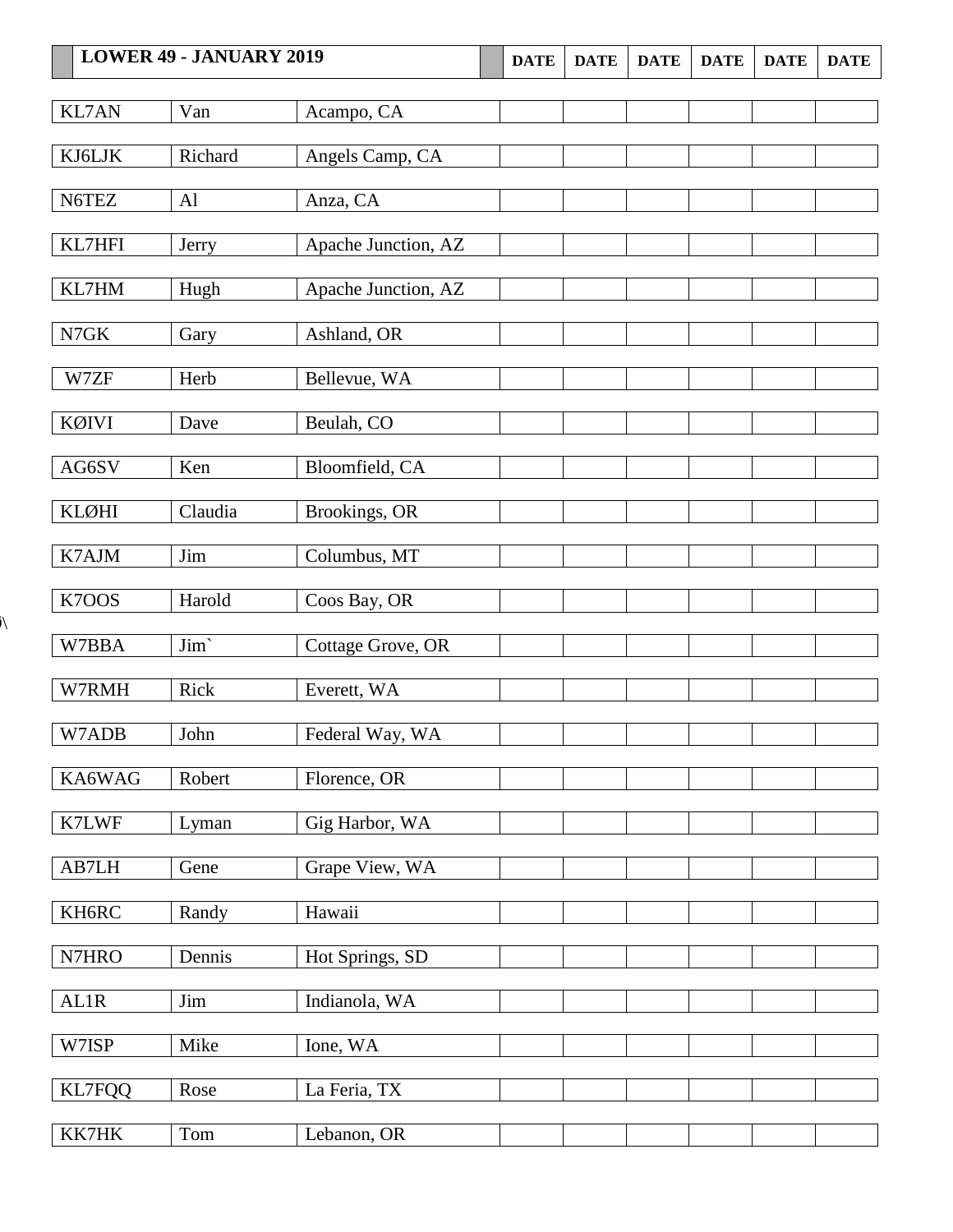| LOWER 49 - JANUARY 2019 | | | DATE | DATE | DATE | DATE | DATE | DATE |
|---|---|---|---|---|---|---|---|---|
| KL7AN | Van | Acampo, CA | | | | | | |
| KJ6LJK | Richard | Angels Camp, CA | | | | | | |
| N6TEZ | Al | Anza, CA | | | | | | |
| KL7HFI | Jerry | Apache Junction, AZ | | | | | | |
| KL7HM | Hugh | Apache Junction, AZ | | | | | | |
| N7GK | Gary | Ashland, OR | | | | | | |
| W7ZF | Herb | Bellevue, WA | | | | | | |
| KØIVI | Dave | Beulah, CO | | | | | | |
| AG6SV | Ken | Bloomfield, CA | | | | | | |
| KLØHI | Claudia | Brookings, OR | | | | | | |
| K7AJM | Jim | Columbus, MT | | | | | | |
| K7OOS | Harold | Coos Bay, OR | | | | | | |
| W7BBA | Jim` | Cottage Grove, OR | | | | | | |
| W7RMH | Rick | Everett, WA | | | | | | |
| W7ADB | John | Federal Way, WA | | | | | | |
| KA6WAG | Robert | Florence, OR | | | | | | |
| K7LWF | Lyman | Gig Harbor, WA | | | | | | |
| AB7LH | Gene | Grape View, WA | | | | | | |
| KH6RC | Randy | Hawaii | | | | | | |
| N7HRO | Dennis | Hot Springs, SD | | | | | | |
| AL1R | Jim | Indianola, WA | | | | | | |
| W7ISP | Mike | Ione, WA | | | | | | |
| KL7FQQ | Rose | La Feria, TX | | | | | | |
| KK7HK | Tom | Lebanon, OR | | | | | | |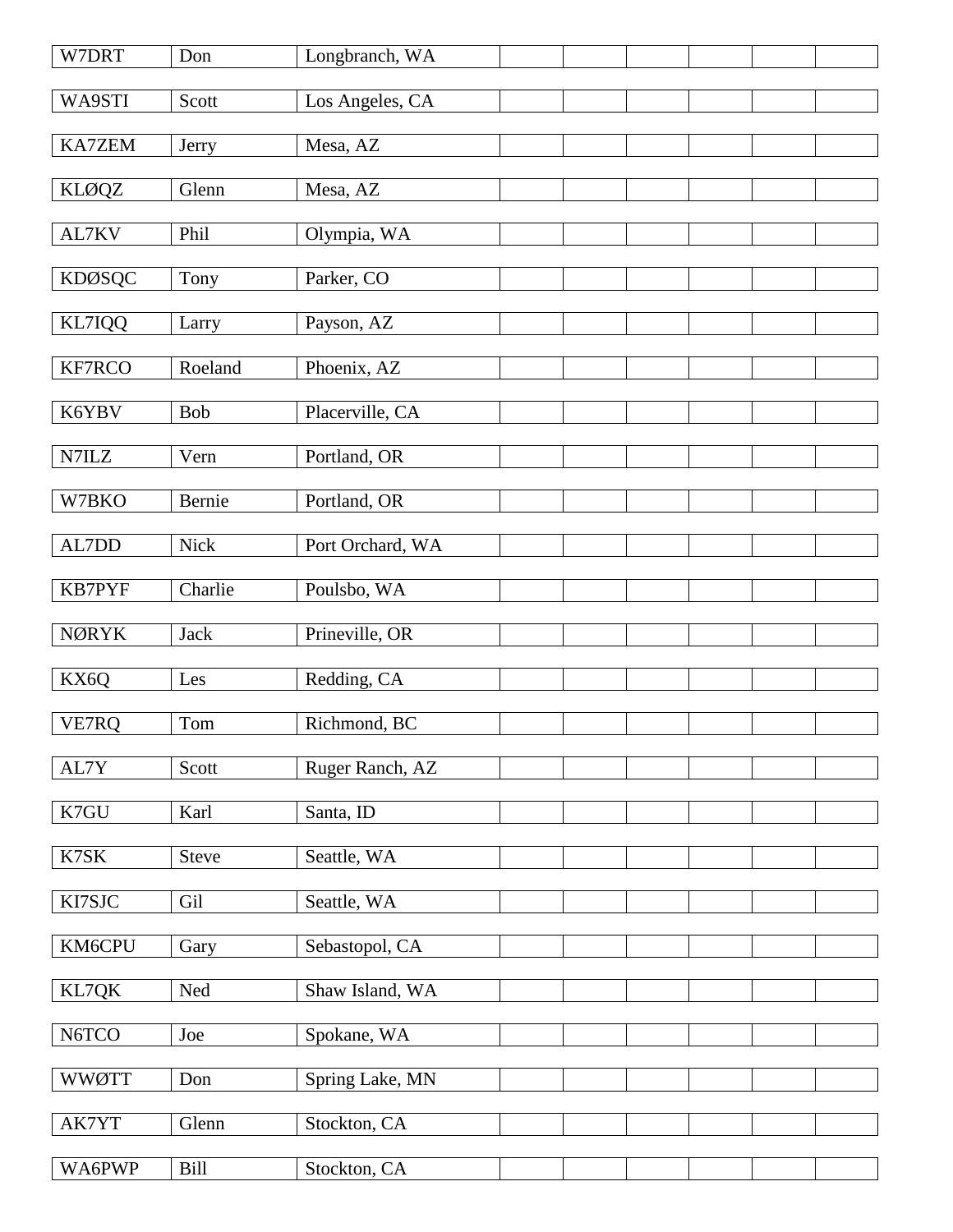| | | | | | | | | |
|---|---|---|---|---|---|---|---|---|
| W7DRT | Don | Longbranch, WA | | | | | | |
| WA9STI | Scott | Los Angeles, CA | | | | | | |
| KA7ZEM | Jerry | Mesa, AZ | | | | | | |
| KLØQZ | Glenn | Mesa, AZ | | | | | | |
| AL7KV | Phil | Olympia, WA | | | | | | |
| KDØSQC | Tony | Parker, CO | | | | | | |
| KL7IQQ | Larry | Payson, AZ | | | | | | |
| KF7RCO | Roeland | Phoenix, AZ | | | | | | |
| K6YBV | Bob | Placerville, CA | | | | | | |
| N7ILZ | Vern | Portland, OR | | | | | | |
| W7BKO | Bernie | Portland, OR | | | | | | |
| AL7DD | Nick | Port Orchard, WA | | | | | | |
| KB7PYF | Charlie | Poulsbo, WA | | | | | | |
| NØRYK | Jack | Prineville, OR | | | | | | |
| KX6Q | Les | Redding, CA | | | | | | |
| VE7RQ | Tom | Richmond, BC | | | | | | |
| AL7Y | Scott | Ruger Ranch, AZ | | | | | | |
| K7GU | Karl | Santa, ID | | | | | | |
| K7SK | Steve | Seattle, WA | | | | | | |
| KI7SJC | Gil | Seattle, WA | | | | | | |
| KM6CPU | Gary | Sebastopol, CA | | | | | | |
| KL7QK | Ned | Shaw Island, WA | | | | | | |
| N6TCO | Joe | Spokane, WA | | | | | | |
| WWØTT | Don | Spring Lake, MN | | | | | | |
| AK7YT | Glenn | Stockton, CA | | | | | | |
| WA6PWP | Bill | Stockton, CA | | | | | | |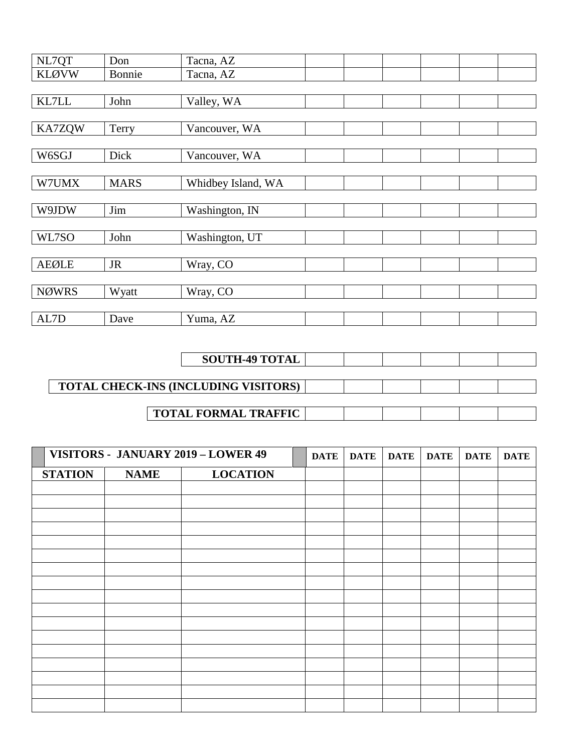| | | | | | | | | |
|---|---|---|---|---|---|---|---|---|
| NL7QT | Don | Tacna, AZ | | | | | | |
| KLØVW | Bonnie | Tacna, AZ | | | | | | |
| KL7LL | John | Valley, WA | | | | | | |
| KA7ZQW | Terry | Vancouver, WA | | | | | | |
| W6SGJ | Dick | Vancouver, WA | | | | | | |
| W7UMX | MARS | Whidbey Island, WA | | | | | | |
| W9JDW | Jim | Washington, IN | | | | | | |
| WL7SO | John | Washington, UT | | | | | | |
| AEØLE | JR | Wray, CO | | | | | | |
| NØWRS | Wyatt | Wray, CO | | | | | | |
| AL7D | Dave | Yuma, AZ | | | | | | |

| | | | | | | |
|---|---|---|---|---|---|---|
| **SOUTH-49 TOTAL** | | | | | | |
| **TOTAL CHECK-INS (INCLUDING VISITORS)** | | | | | | |
| **TOTAL FORMAL TRAFFIC** | | | | | | |

| **VISITORS - JANUARY 2019 – LOWER 49** | | | **DATE** | **DATE** | **DATE** | **DATE** | **DATE** | **DATE** |
|---|---|---|---|---|---|---|---|---|
| **STATION** | **NAME** | **LOCATION** | | | | | | |
| | | | | | | | | |
| | | | | | | | | |
| | | | | | | | | |
| | | | | | | | | |
| | | | | | | | | |
| | | | | | | | | |
| | | | | | | | | |
| | | | | | | | | |
| | | | | | | | | |
| | | | | | | | | |
| | | | | | | | | |
| | | | | | | | | |
| | | | | | | | | |
| | | | | | | | | |
| | | | | | | | | |
| | | | | | | | | |
| | | | | | | | | |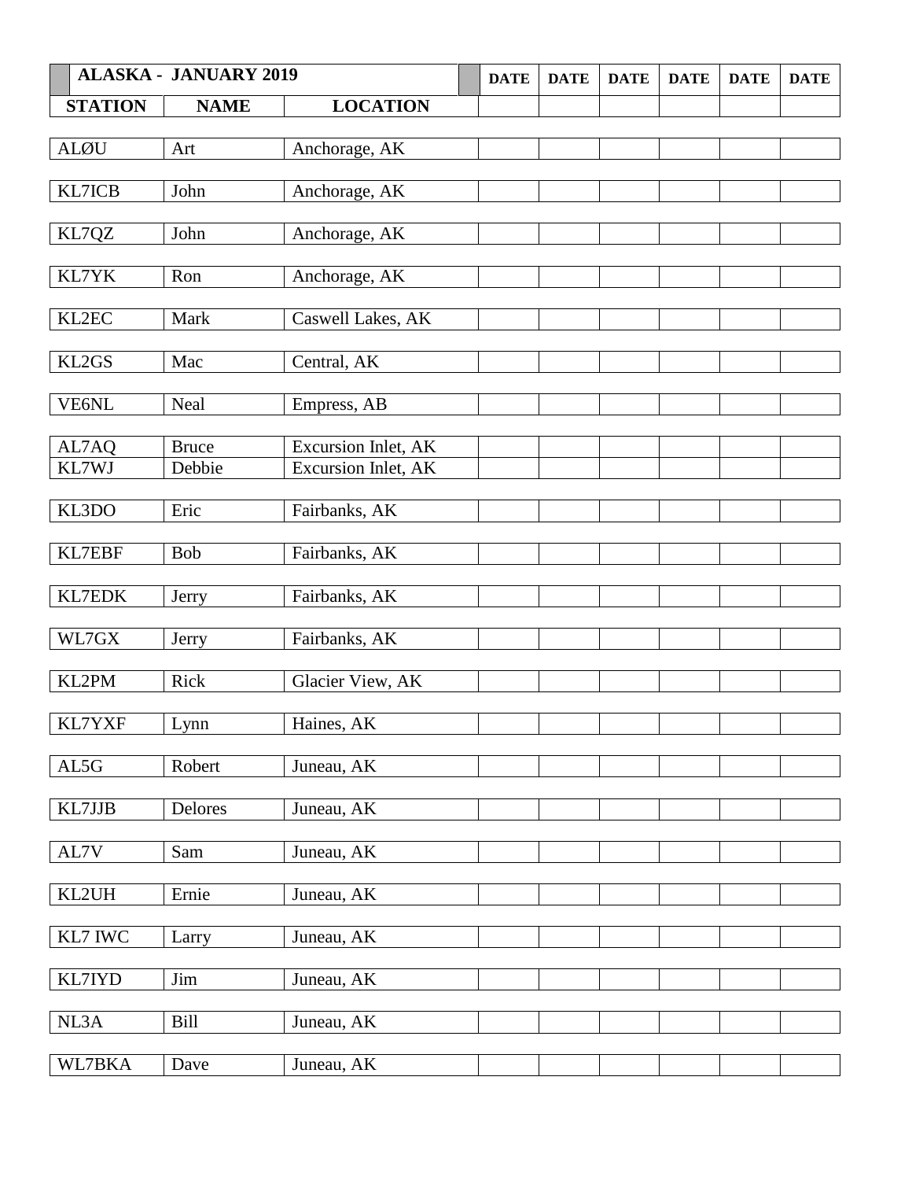| ALASKA - JANUARY 2019 | | | DATE | DATE | DATE | DATE | DATE | DATE |
|---|---|---|---|---|---|---|---|---|
| STATION | NAME | LOCATION | | | | | | |
| ALØU | Art | Anchorage, AK | | | | | | |
| KL7ICB | John | Anchorage, AK | | | | | | |
| KL7QZ | John | Anchorage, AK | | | | | | |
| KL7YK | Ron | Anchorage, AK | | | | | | |
| KL2EC | Mark | Caswell Lakes, AK | | | | | | |
| KL2GS | Mac | Central, AK | | | | | | |
| VE6NL | Neal | Empress, AB | | | | | | |
| AL7AQ | Bruce | Excursion Inlet, AK | | | | | | |
| KL7WJ | Debbie | Excursion Inlet, AK | | | | | | |
| KL3DO | Eric | Fairbanks, AK | | | | | | |
| KL7EBF | Bob | Fairbanks, AK | | | | | | |
| KL7EDK | Jerry | Fairbanks, AK | | | | | | |
| WL7GX | Jerry | Fairbanks, AK | | | | | | |
| KL2PM | Rick | Glacier View, AK | | | | | | |
| KL7YXF | Lynn | Haines, AK | | | | | | |
| AL5G | Robert | Juneau, AK | | | | | | |
| KL7JJB | Delores | Juneau, AK | | | | | | |
| AL7V | Sam | Juneau, AK | | | | | | |
| KL2UH | Ernie | Juneau, AK | | | | | | |
| KL7 IWC | Larry | Juneau, AK | | | | | | |
| KL7IYD | Jim | Juneau, AK | | | | | | |
| NL3A | Bill | Juneau, AK | | | | | | |
| WL7BKA | Dave | Juneau, AK | | | | | | |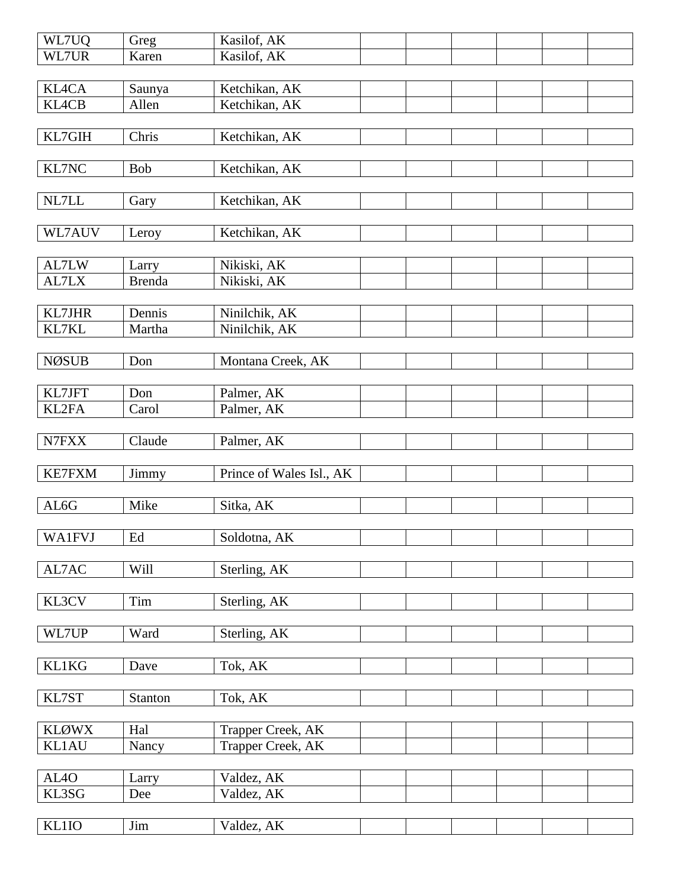| | | | | | | | | |
|---|---|---|---|---|---|---|---|---|
| WL7UQ | Greg | Kasilof, AK | | | | | | |
| WL7UR | Karen | Kasilof, AK | | | | | | |
| KL4CA | Saunya | Ketchikan, AK | | | | | | |
| KL4CB | Allen | Ketchikan, AK | | | | | | |
| KL7GIH | Chris | Ketchikan, AK | | | | | | |
| KL7NC | Bob | Ketchikan, AK | | | | | | |
| NL7LL | Gary | Ketchikan, AK | | | | | | |
| WL7AUV | Leroy | Ketchikan, AK | | | | | | |
| AL7LW | Larry | Nikiski, AK | | | | | | |
| AL7LX | Brenda | Nikiski, AK | | | | | | |
| KL7JHR | Dennis | Ninilchik, AK | | | | | | |
| KL7KL | Martha | Ninilchik, AK | | | | | | |
| NØSUB | Don | Montana Creek, AK | | | | | | |
| KL7JFT | Don | Palmer, AK | | | | | | |
| KL2FA | Carol | Palmer, AK | | | | | | |
| N7FXX | Claude | Palmer, AK | | | | | | |
| KE7FXM | Jimmy | Prince of Wales Isl., AK | | | | | | |
| AL6G | Mike | Sitka, AK | | | | | | |
| WA1FVJ | Ed | Soldotna, AK | | | | | | |
| AL7AC | Will | Sterling, AK | | | | | | |
| KL3CV | Tim | Sterling, AK | | | | | | |
| WL7UP | Ward | Sterling, AK | | | | | | |
| KL1KG | Dave | Tok, AK | | | | | | |
| KL7ST | Stanton | Tok, AK | | | | | | |
| KLØWX | Hal | Trapper Creek, AK | | | | | | |
| KL1AU | Nancy | Trapper Creek, AK | | | | | | |
| AL4O | Larry | Valdez, AK | | | | | | |
| KL3SG | Dee | Valdez, AK | | | | | | |
| KL1IO | Jim | Valdez, AK | | | | | | |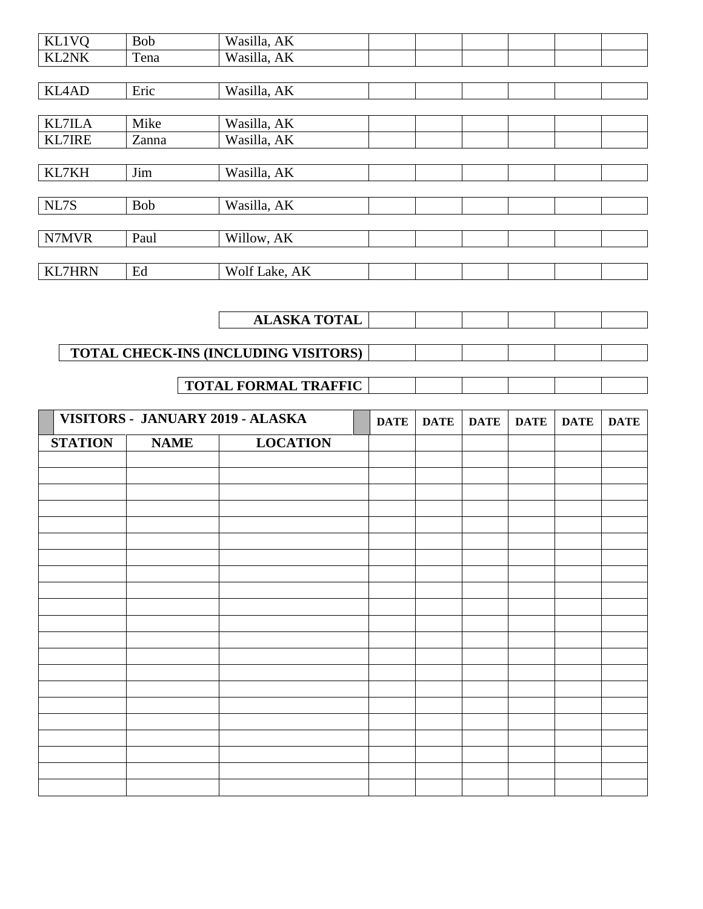| | | | | | | | | |
|---|---|---|---|---|---|---|---|---|
| KL1VQ | Bob | Wasilla, AK | | | | | | |
| KL2NK | Tena | Wasilla, AK | | | | | | |
| KL4AD | Eric | Wasilla, AK | | | | | | |
| KL7ILA | Mike | Wasilla, AK | | | | | | |
| KL7IRE | Zanna | Wasilla, AK | | | | | | |
| KL7KH | Jim | Wasilla, AK | | | | | | |
| NL7S | Bob | Wasilla, AK | | | | | | |
| N7MVR | Paul | Willow, AK | | | | | | |
| KL7HRN | Ed | Wolf Lake, AK | | | | | | |

| | | | | | | |
|---|---|---|---|---|---|---|
| **ALASKA TOTAL** | | | | | | |
| **TOTAL CHECK-INS (INCLUDING VISITORS)** | | | | | | |
| **TOTAL FORMAL TRAFFIC** | | | | | | |

| **VISITORS - JANUARY 2019 - ALASKA** | | | **DATE** | **DATE** | **DATE** | **DATE** | **DATE** | **DATE** |
|---|---|---|---|---|---|---|---|---|
| **STATION** | **NAME** | **LOCATION** | | | | | | |
| | | | | | | | | |
| | | | | | | | | |
| | | | | | | | | |
| | | | | | | | | |
| | | | | | | | | |
| | | | | | | | | |
| | | | | | | | | |
| | | | | | | | | |
| | | | | | | | | |
| | | | | | | | | |
| | | | | | | | | |
| | | | | | | | | |
| | | | | | | | | |
| | | | | | | | | |
| | | | | | | | | |
| | | | | | | | | |
| | | | | | | | | |
| | | | | | | | | |
| | | | | | | | | |
| | | | | | | | | |
| | | | | | | | | |